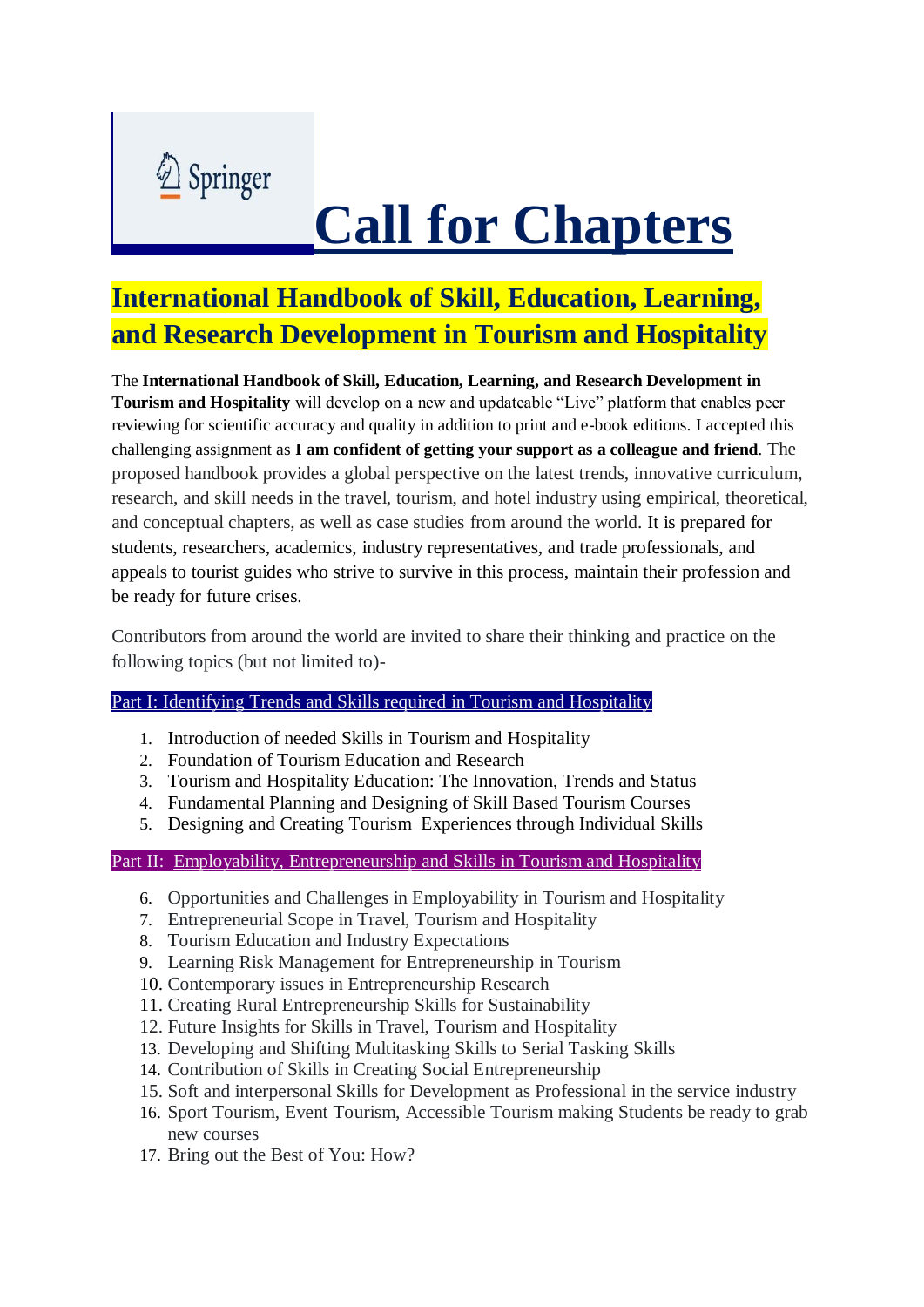Springer

# Call for Chapters

## International Handbook of Skill, Education, Learning, and Research Development in Tourism and Hospitality

The **International Handbook of Skill, Education, Learning, and Research Development in Tourism and Hospitality** will develop on a new and updateable "Live" platform that enables peer reviewing for scientific accuracy and quality in addition to print and e-book editions. I accepted this challenging assignment as **I am confident of getting your support as a colleague and friend**. The proposed handbook provides a global perspective on the latest trends, innovative curriculum, research, and skill needs in the travel, tourism, and hotel industry using empirical, theoretical, and conceptual chapters, as well as case studies from around the world. It is prepared for students, researchers, academics, industry representatives, and trade professionals, and appeals to tourist guides who strive to survive in this process, maintain their profession and be ready for future crises.

Contributors from around the world are invited to share their thinking and practice on the following topics (but not limited to)-

### Part I: Identifying Trends and Skills required in Tourism and Hospitality

1. Introduction of needed Skills in Tourism and Hospitality
2. Foundation of Tourism Education and Research
3. Tourism and Hospitality Education: The Innovation, Trends and Status
4. Fundamental Planning and Designing of Skill Based Tourism Courses
5. Designing and Creating Tourism Experiences through Individual Skills

### Part II: Employability, Entrepreneurship and Skills in Tourism and Hospitality

6. Opportunities and Challenges in Employability in Tourism and Hospitality
7. Entrepreneurial Scope in Travel, Tourism and Hospitality
8. Tourism Education and Industry Expectations
9. Learning Risk Management for Entrepreneurship in Tourism
10. Contemporary issues in Entrepreneurship Research
11. Creating Rural Entrepreneurship Skills for Sustainability
12. Future Insights for Skills in Travel, Tourism and Hospitality
13. Developing and Shifting Multitasking Skills to Serial Tasking Skills
14. Contribution of Skills in Creating Social Entrepreneurship
15. Soft and interpersonal Skills for Development as Professional in the service industry
16. Sport Tourism, Event Tourism, Accessible Tourism making Students be ready to grab new courses
17. Bring out the Best of You: How?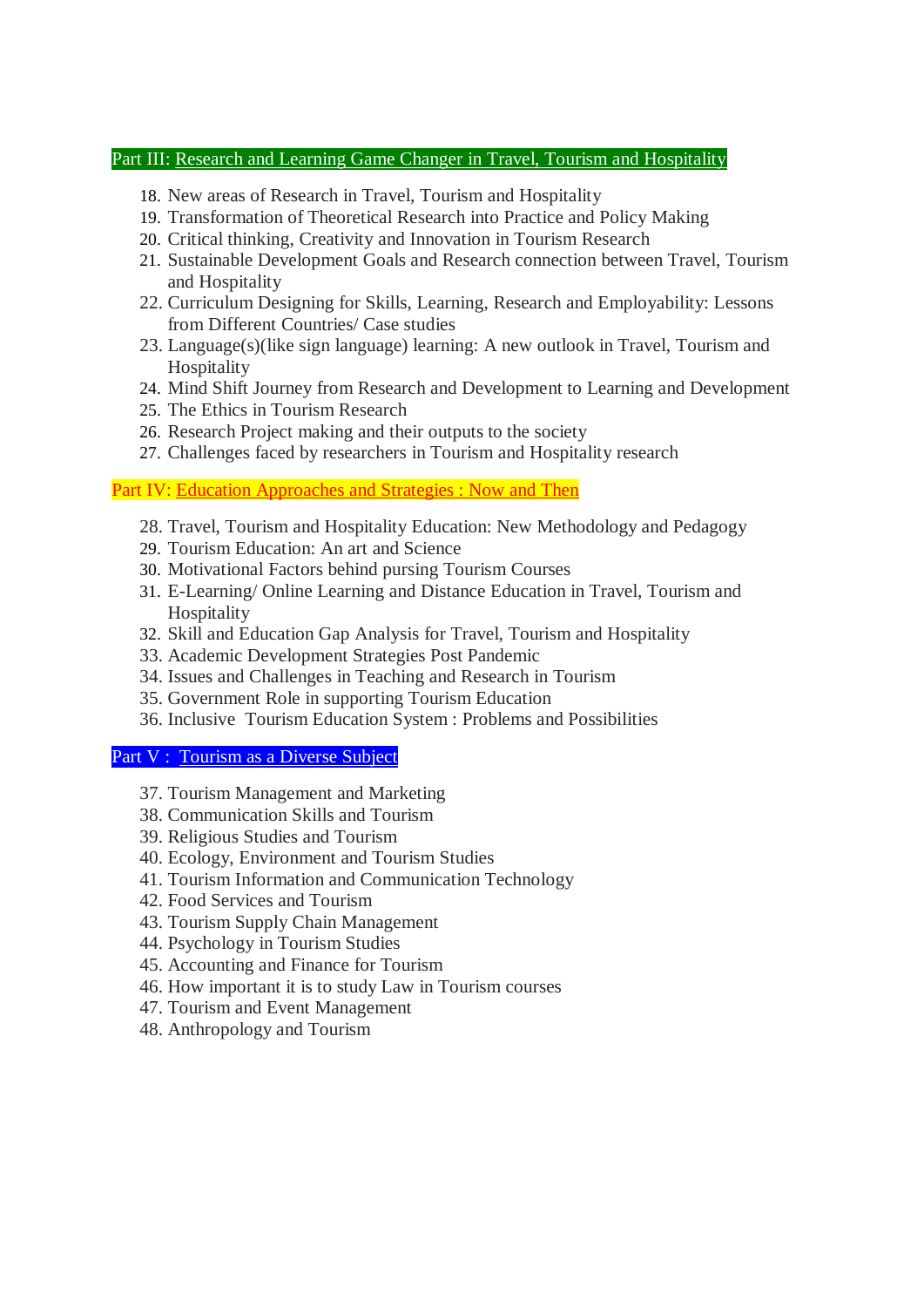## Part III: Research and Learning Game Changer in Travel, Tourism and Hospitality

18. New areas of Research in Travel, Tourism and Hospitality
19. Transformation of Theoretical Research into Practice and Policy Making
20. Critical thinking, Creativity and Innovation in Tourism Research
21. Sustainable Development Goals and Research connection between Travel, Tourism and Hospitality
22. Curriculum Designing for Skills, Learning, Research and Employability: Lessons from Different Countries/ Case studies
23. Language(s)(like sign language) learning: A new outlook in Travel, Tourism and Hospitality
24. Mind Shift Journey from Research and Development to Learning and Development
25. The Ethics in Tourism Research
26. Research Project making and their outputs to the society
27. Challenges faced by researchers in Tourism and Hospitality research

## Part IV: Education Approaches and Strategies : Now and Then

28. Travel, Tourism and Hospitality Education: New Methodology and Pedagogy
29. Tourism Education: An art and Science
30. Motivational Factors behind pursing Tourism Courses
31. E-Learning/ Online Learning and Distance Education in Travel, Tourism and Hospitality
32. Skill and Education Gap Analysis for Travel, Tourism and Hospitality
33. Academic Development Strategies Post Pandemic
34. Issues and Challenges in Teaching and Research in Tourism
35. Government Role in supporting Tourism Education
36. Inclusive Tourism Education System : Problems and Possibilities

## Part V : Tourism as a Diverse Subject

37. Tourism Management and Marketing
38. Communication Skills and Tourism
39. Religious Studies and Tourism
40. Ecology, Environment and Tourism Studies
41. Tourism Information and Communication Technology
42. Food Services and Tourism
43. Tourism Supply Chain Management
44. Psychology in Tourism Studies
45. Accounting and Finance for Tourism
46. How important it is to study Law in Tourism courses
47. Tourism and Event Management
48. Anthropology and Tourism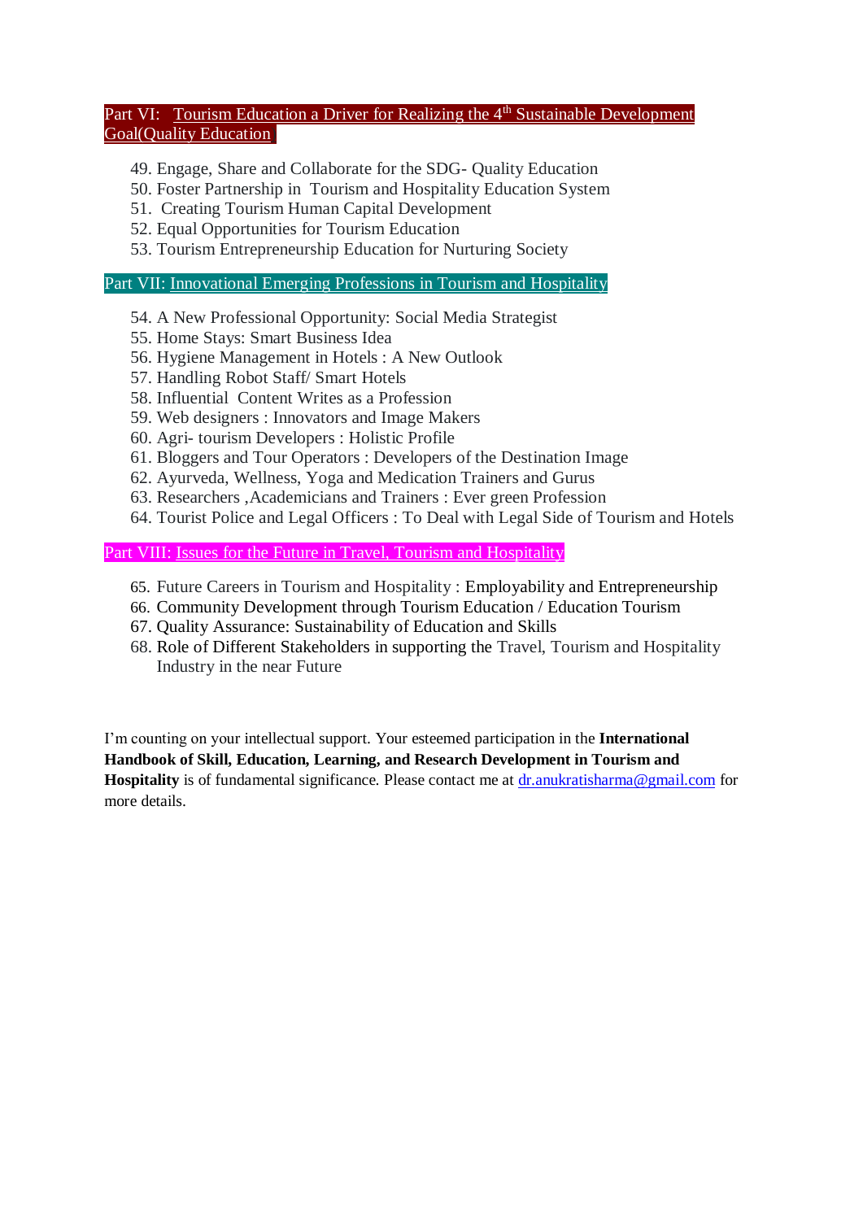## Part VI: Tourism Education a Driver for Realizing the 4th Sustainable Development Goal(Quality Education

49. Engage, Share and Collaborate for the SDG- Quality Education
50. Foster Partnership in Tourism and Hospitality Education System
51. Creating Tourism Human Capital Development
52. Equal Opportunities for Tourism Education
53. Tourism Entrepreneurship Education for Nurturing Society

## Part VII: Innovational Emerging Professions in Tourism and Hospitality

54. A New Professional Opportunity: Social Media Strategist
55. Home Stays: Smart Business Idea
56. Hygiene Management in Hotels : A New Outlook
57. Handling Robot Staff/ Smart Hotels
58. Influential Content Writes as a Profession
59. Web designers : Innovators and Image Makers
60. Agri- tourism Developers : Holistic Profile
61. Bloggers and Tour Operators : Developers of the Destination Image
62. Ayurveda, Wellness, Yoga and Medication Trainers and Gurus
63. Researchers ,Academicians and Trainers : Ever green Profession
64. Tourist Police and Legal Officers : To Deal with Legal Side of Tourism and Hotels

## Part VIII: Issues for the Future in Travel, Tourism and Hospitality

65. Future Careers in Tourism and Hospitality : Employability and Entrepreneurship
66. Community Development through Tourism Education / Education Tourism
67. Quality Assurance: Sustainability of Education and Skills
68. Role of Different Stakeholders in supporting the Travel, Tourism and Hospitality Industry in the near Future

I'm counting on your intellectual support. Your esteemed participation in the **International Handbook of Skill, Education, Learning, and Research Development in Tourism and Hospitality** is of fundamental significance. Please contact me at dr.anukratisharma@gmail.com for more details.